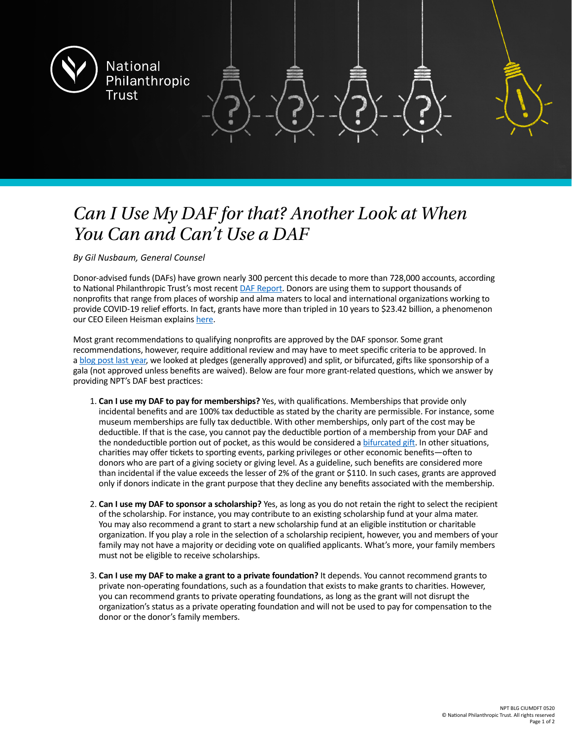# *Can I Use My DAF for that? Another Look at When You Can and Can't Use a DAF*

*By Gil Nusbaum, General Counsel*

Donor-advised funds (DAFs) have grown nearly 300 percent this decade to more than 728,000 accounts, according to National Philanthropic Trust's most recent DAF Report. Donors are using them to support thousands of nonprofits that range from places of worship and alma maters to local and international organizations working to provide COVID-19 relief efforts. In fact, grants have more than tripled in 10 years to $23.42 billion, a phenomenon our CEO Eileen Heisman explains here.

Most grant recommendations to qualifying nonprofits are approved by the DAF sponsor. Some grant recommendations, however, require additional review and may have to meet specific criteria to be approved. In a blog post last year, we looked at pledges (generally approved) and split, or bifurcated, gifts like sponsorship of a gala (not approved unless benefits are waived). Below are four more grant-related questions, which we answer by providing NPT's DAF best practices:

1. **Can I use my DAF to pay for memberships?** Yes, with qualifications. Memberships that provide only incidental benefits and are 100% tax deductible as stated by the charity are permissible. For instance, some museum memberships are fully tax deductible. With other memberships, only part of the cost may be deductible. If that is the case, you cannot pay the deductible portion of a membership from your DAF and the nondeductible portion out of pocket, as this would be considered a bifurcated gift. In other situations, charities may offer tickets to sporting events, parking privileges or other economic benefits—often to donors who are part of a giving society or giving level. As a guideline, such benefits are considered more than incidental if the value exceeds the lesser of 2% of the grant or $110. In such cases, grants are approved only if donors indicate in the grant purpose that they decline any benefits associated with the membership.

2. **Can I use my DAF to sponsor a scholarship?** Yes, as long as you do not retain the right to select the recipient of the scholarship. For instance, you may contribute to an existing scholarship fund at your alma mater. You may also recommend a grant to start a new scholarship fund at an eligible institution or charitable organization. If you play a role in the selection of a scholarship recipient, however, you and members of your family may not have a majority or deciding vote on qualified applicants. What's more, your family members must not be eligible to receive scholarships.

3. **Can I use my DAF to make a grant to a private foundation?** It depends. You cannot recommend grants to private non-operating foundations, such as a foundation that exists to make grants to charities. However, you can recommend grants to private operating foundations, as long as the grant will not disrupt the organization's status as a private operating foundation and will not be used to pay for compensation to the donor or the donor's family members.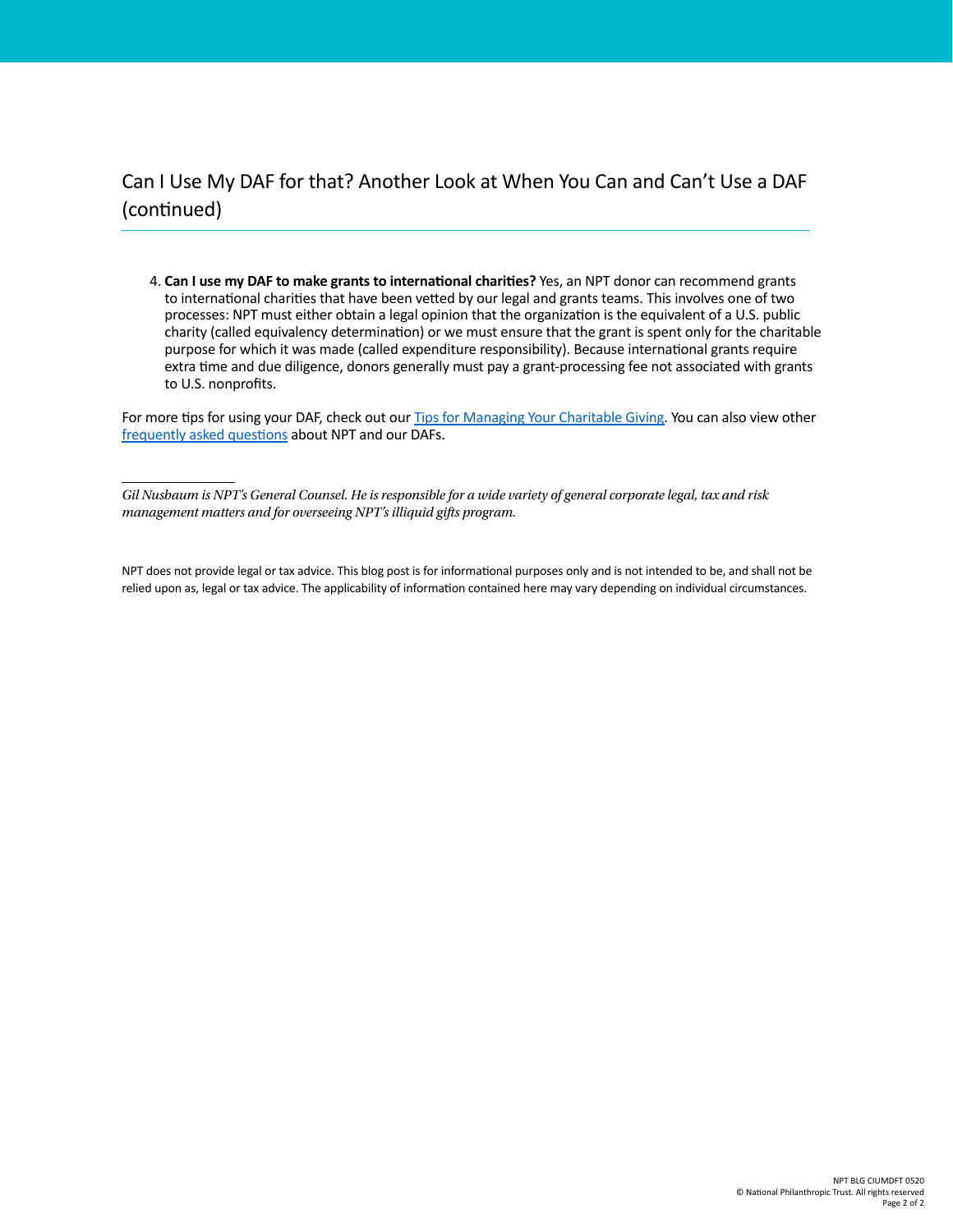# Can I Use My DAF for that? Another Look at When You Can and Can't Use a DAF (continued)

4. **Can I use my DAF to make grants to international charities?** Yes, an NPT donor can recommend grants to international charities that have been vetted by our legal and grants teams. This involves one of two processes: NPT must either obtain a legal opinion that the organization is the equivalent of a U.S. public charity (called equivalency determination) or we must ensure that the grant is spent only for the charitable purpose for which it was made (called expenditure responsibility). Because international grants require extra time and due diligence, donors generally must pay a grant-processing fee not associated with grants to U.S. nonprofits.

For more tips for using your DAF, check out our [Tips for Managing Your Charitable Giving](). You can also view other [frequently asked questions]() about NPT and our DAFs.

---

*Gil Nusbaum is NPT's General Counsel. He is responsible for a wide variety of general corporate legal, tax and risk management matters and for overseeing NPT's illiquid gifts program.*

NPT does not provide legal or tax advice. This blog post is for informational purposes only and is not intended to be, and shall not be relied upon as, legal or tax advice. The applicability of information contained here may vary depending on individual circumstances.

NPT BLG CIUMDFT 0520
© National Philanthropic Trust. All rights reserved